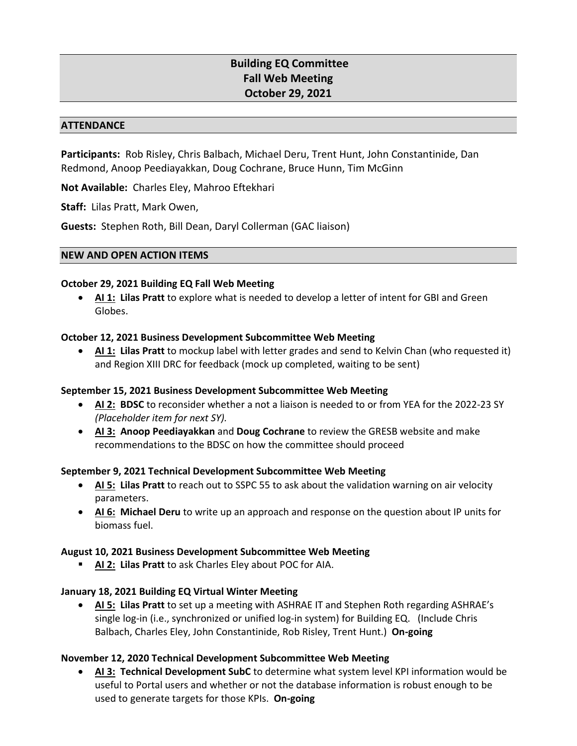# Building EQ Committee
# Fall Web Meeting
# October 29, 2021

## ATTENDANCE

**Participants:** Rob Risley, Chris Balbach, Michael Deru, Trent Hunt, John Constantinide, Dan Redmond, Anoop Peediayakkan, Doug Cochrane, Bruce Hunn, Tim McGinn

**Not Available:** Charles Eley, Mahroo Eftekhari

**Staff:** Lilas Pratt, Mark Owen,

**Guests:** Stephen Roth, Bill Dean, Daryl Collerman (GAC liaison)

## NEW AND OPEN ACTION ITEMS

### October 29, 2021 Building EQ Fall Web Meeting

- **AI 1: Lilas Pratt** to explore what is needed to develop a letter of intent for GBI and Green Globes.

### October 12, 2021 Business Development Subcommittee Web Meeting

- **AI 1: Lilas Pratt** to mockup label with letter grades and send to Kelvin Chan (who requested it) and Region XIII DRC for feedback (mock up completed, waiting to be sent)

### September 15, 2021 Business Development Subcommittee Web Meeting

- **AI 2: BDSC** to reconsider whether a not a liaison is needed to or from YEA for the 2022-23 SY *(Placeholder item for next SY).*
- **AI 3: Anoop Peediayakkan** and **Doug Cochrane** to review the GRESB website and make recommendations to the BDSC on how the committee should proceed

### September 9, 2021 Technical Development Subcommittee Web Meeting

- **AI 5: Lilas Pratt** to reach out to SSPC 55 to ask about the validation warning on air velocity parameters.
- **AI 6: Michael Deru** to write up an approach and response on the question about IP units for biomass fuel.

### August 10, 2021 Business Development Subcommittee Web Meeting

- **AI 2: Lilas Pratt** to ask Charles Eley about POC for AIA.

### January 18, 2021 Building EQ Virtual Winter Meeting

- **AI 5: Lilas Pratt** to set up a meeting with ASHRAE IT and Stephen Roth regarding ASHRAE's single log-in (i.e., synchronized or unified log-in system) for Building EQ. (Include Chris Balbach, Charles Eley, John Constantinide, Rob Risley, Trent Hunt.) **On-going**

### November 12, 2020 Technical Development Subcommittee Web Meeting

- **AI 3: Technical Development SubC** to determine what system level KPI information would be useful to Portal users and whether or not the database information is robust enough to be used to generate targets for those KPIs. **On-going**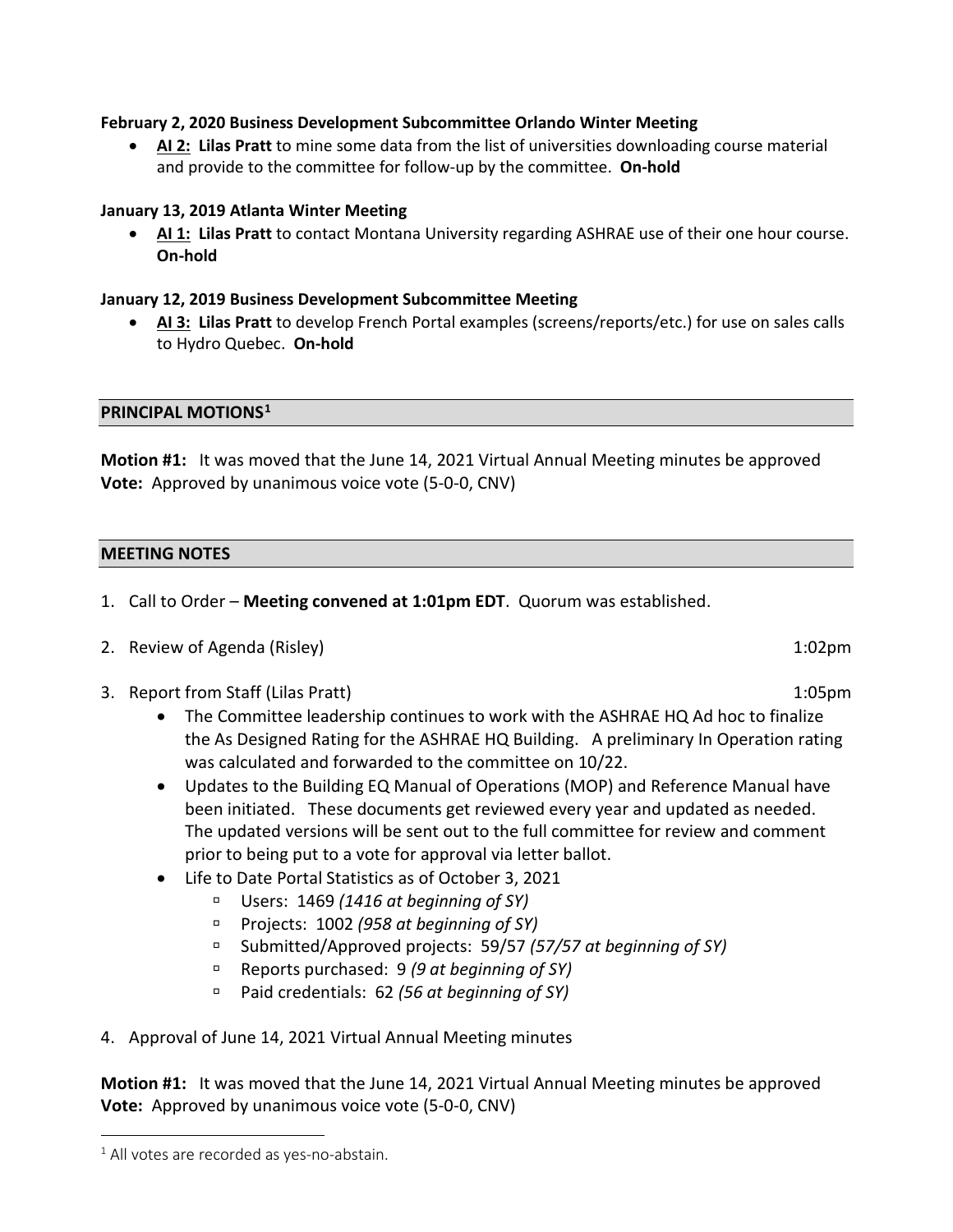**February 2, 2020 Business Development Subcommittee Orlando Winter Meeting**

- **AI 2: Lilas Pratt** to mine some data from the list of universities downloading course material and provide to the committee for follow-up by the committee. **On-hold**

**January 13, 2019 Atlanta Winter Meeting**

- **AI 1: Lilas Pratt** to contact Montana University regarding ASHRAE use of their one hour course. **On-hold**

**January 12, 2019 Business Development Subcommittee Meeting**

- **AI 3: Lilas Pratt** to develop French Portal examples (screens/reports/etc.) for use on sales calls to Hydro Quebec. **On-hold**

## PRINCIPAL MOTIONS[1]

**Motion #1:** It was moved that the June 14, 2021 Virtual Annual Meeting minutes be approved
**Vote:** Approved by unanimous voice vote (5-0-0, CNV)

## MEETING NOTES

1. Call to Order – **Meeting convened at 1:01pm EDT**. Quorum was established.

2. Review of Agenda (Risley) 1:02pm

3. Report from Staff (Lilas Pratt) 1:05pm
   - The Committee leadership continues to work with the ASHRAE HQ Ad hoc to finalize the As Designed Rating for the ASHRAE HQ Building. A preliminary In Operation rating was calculated and forwarded to the committee on 10/22.
   - Updates to the Building EQ Manual of Operations (MOP) and Reference Manual have been initiated. These documents get reviewed every year and updated as needed. The updated versions will be sent out to the full committee for review and comment prior to being put to a vote for approval via letter ballot.
   - Life to Date Portal Statistics as of October 3, 2021
     - Users: 1469 *(1416 at beginning of SY)*
     - Projects: 1002 *(958 at beginning of SY)*
     - Submitted/Approved projects: 59/57 *(57/57 at beginning of SY)*
     - Reports purchased: 9 *(9 at beginning of SY)*
     - Paid credentials: 62 *(56 at beginning of SY)*

4. Approval of June 14, 2021 Virtual Annual Meeting minutes

**Motion #1:** It was moved that the June 14, 2021 Virtual Annual Meeting minutes be approved
**Vote:** Approved by unanimous voice vote (5-0-0, CNV)

[1] All votes are recorded as yes-no-abstain.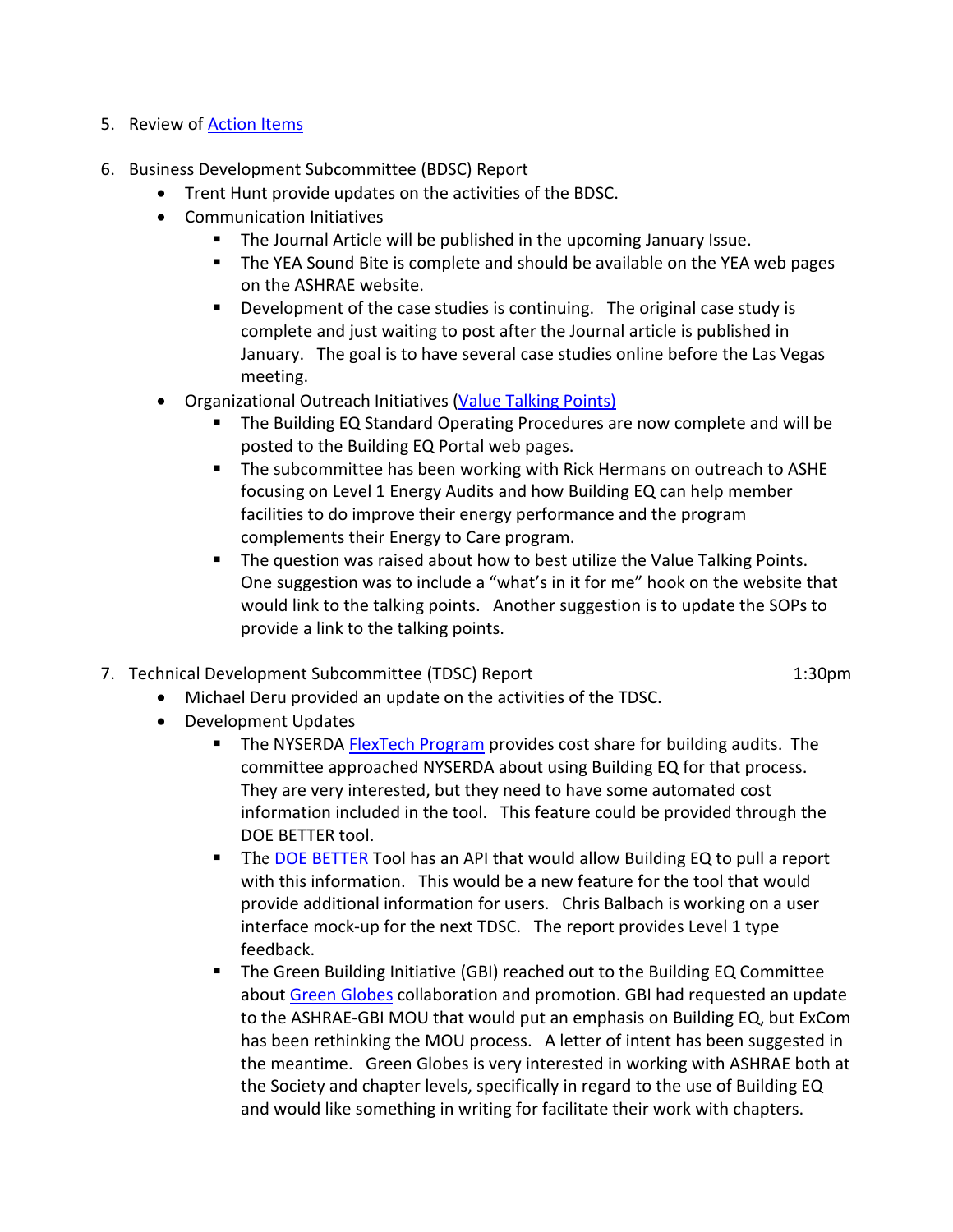5. Review of [Action Items]

6. Business Development Subcommittee (BDSC) Report
   - Trent Hunt provide updates on the activities of the BDSC.
   - Communication Initiatives
     - The Journal Article will be published in the upcoming January Issue.
     - The YEA Sound Bite is complete and should be available on the YEA web pages on the ASHRAE website.
     - Development of the case studies is continuing. The original case study is complete and just waiting to post after the Journal article is published in January. The goal is to have several case studies online before the Las Vegas meeting.
   - Organizational Outreach Initiatives ([Value Talking Points])
     - The Building EQ Standard Operating Procedures are now complete and will be posted to the Building EQ Portal web pages.
     - The subcommittee has been working with Rick Hermans on outreach to ASHE focusing on Level 1 Energy Audits and how Building EQ can help member facilities to do improve their energy performance and the program complements their Energy to Care program.
     - The question was raised about how to best utilize the Value Talking Points. One suggestion was to include a "what's in it for me" hook on the website that would link to the talking points. Another suggestion is to update the SOPs to provide a link to the talking points.

7. Technical Development Subcommittee (TDSC) Report 1:30pm
   - Michael Deru provided an update on the activities of the TDSC.
   - Development Updates
     - The NYSERDA [FlexTech Program] provides cost share for building audits. The committee approached NYSERDA about using Building EQ for that process. They are very interested, but they need to have some automated cost information included in the tool. This feature could be provided through the DOE BETTER tool.
     - The [DOE BETTER] Tool has an API that would allow Building EQ to pull a report with this information. This would be a new feature for the tool that would provide additional information for users. Chris Balbach is working on a user interface mock-up for the next TDSC. The report provides Level 1 type feedback.
     - The Green Building Initiative (GBI) reached out to the Building EQ Committee about [Green Globes] collaboration and promotion. GBI had requested an update to the ASHRAE-GBI MOU that would put an emphasis on Building EQ, but ExCom has been rethinking the MOU process. A letter of intent has been suggested in the meantime. Green Globes is very interested in working with ASHRAE both at the Society and chapter levels, specifically in regard to the use of Building EQ and would like something in writing for facilitate their work with chapters.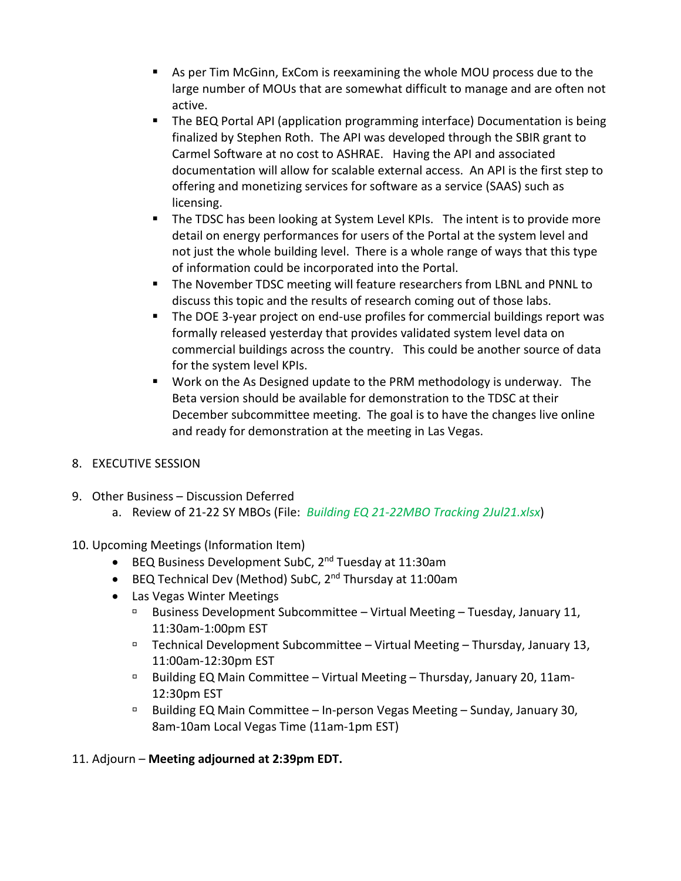- As per Tim McGinn, ExCom is reexamining the whole MOU process due to the large number of MOUs that are somewhat difficult to manage and are often not active.
- The BEQ Portal API (application programming interface) Documentation is being finalized by Stephen Roth. The API was developed through the SBIR grant to Carmel Software at no cost to ASHRAE. Having the API and associated documentation will allow for scalable external access. An API is the first step to offering and monetizing services for software as a service (SAAS) such as licensing.
- The TDSC has been looking at System Level KPIs. The intent is to provide more detail on energy performances for users of the Portal at the system level and not just the whole building level. There is a whole range of ways that this type of information could be incorporated into the Portal.
- The November TDSC meeting will feature researchers from LBNL and PNNL to discuss this topic and the results of research coming out of those labs.
- The DOE 3-year project on end-use profiles for commercial buildings report was formally released yesterday that provides validated system level data on commercial buildings across the country. This could be another source of data for the system level KPIs.
- Work on the As Designed update to the PRM methodology is underway. The Beta version should be available for demonstration to the TDSC at their December subcommittee meeting. The goal is to have the changes live online and ready for demonstration at the meeting in Las Vegas.

8. EXECUTIVE SESSION

9. Other Business – Discussion Deferred
   a. Review of 21-22 SY MBOs (File: *Building EQ 21-22MBO Tracking 2Jul21.xlsx*)

10. Upcoming Meetings (Information Item)
    - BEQ Business Development SubC, 2nd Tuesday at 11:30am
    - BEQ Technical Dev (Method) SubC, 2nd Thursday at 11:00am
    - Las Vegas Winter Meetings
      - Business Development Subcommittee – Virtual Meeting – Tuesday, January 11, 11:30am-1:00pm EST
      - Technical Development Subcommittee – Virtual Meeting – Thursday, January 13, 11:00am-12:30pm EST
      - Building EQ Main Committee – Virtual Meeting – Thursday, January 20, 11am-12:30pm EST
      - Building EQ Main Committee – In-person Vegas Meeting – Sunday, January 30, 8am-10am Local Vegas Time (11am-1pm EST)

11. Adjourn – **Meeting adjourned at 2:39pm EDT.**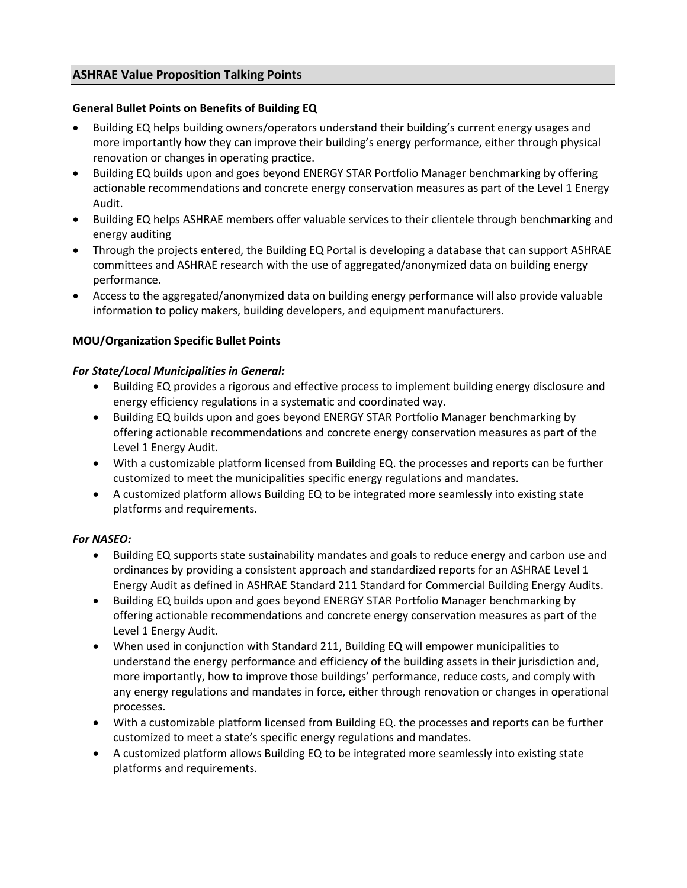## ASHRAE Value Proposition Talking Points

### General Bullet Points on Benefits of Building EQ

- Building EQ helps building owners/operators understand their building's current energy usages and more importantly how they can improve their building's energy performance, either through physical renovation or changes in operating practice.
- Building EQ builds upon and goes beyond ENERGY STAR Portfolio Manager benchmarking by offering actionable recommendations and concrete energy conservation measures as part of the Level 1 Energy Audit.
- Building EQ helps ASHRAE members offer valuable services to their clientele through benchmarking and energy auditing
- Through the projects entered, the Building EQ Portal is developing a database that can support ASHRAE committees and ASHRAE research with the use of aggregated/anonymized data on building energy performance.
- Access to the aggregated/anonymized data on building energy performance will also provide valuable information to policy makers, building developers, and equipment manufacturers.

### MOU/Organization Specific Bullet Points

#### *For State/Local Municipalities in General:*

- Building EQ provides a rigorous and effective process to implement building energy disclosure and energy efficiency regulations in a systematic and coordinated way.
- Building EQ builds upon and goes beyond ENERGY STAR Portfolio Manager benchmarking by offering actionable recommendations and concrete energy conservation measures as part of the Level 1 Energy Audit.
- With a customizable platform licensed from Building EQ. the processes and reports can be further customized to meet the municipalities specific energy regulations and mandates.
- A customized platform allows Building EQ to be integrated more seamlessly into existing state platforms and requirements.

#### *For NASEO:*

- Building EQ supports state sustainability mandates and goals to reduce energy and carbon use and ordinances by providing a consistent approach and standardized reports for an ASHRAE Level 1 Energy Audit as defined in ASHRAE Standard 211 Standard for Commercial Building Energy Audits.
- Building EQ builds upon and goes beyond ENERGY STAR Portfolio Manager benchmarking by offering actionable recommendations and concrete energy conservation measures as part of the Level 1 Energy Audit.
- When used in conjunction with Standard 211, Building EQ will empower municipalities to understand the energy performance and efficiency of the building assets in their jurisdiction and, more importantly, how to improve those buildings' performance, reduce costs, and comply with any energy regulations and mandates in force, either through renovation or changes in operational processes.
- With a customizable platform licensed from Building EQ. the processes and reports can be further customized to meet a state's specific energy regulations and mandates.
- A customized platform allows Building EQ to be integrated more seamlessly into existing state platforms and requirements.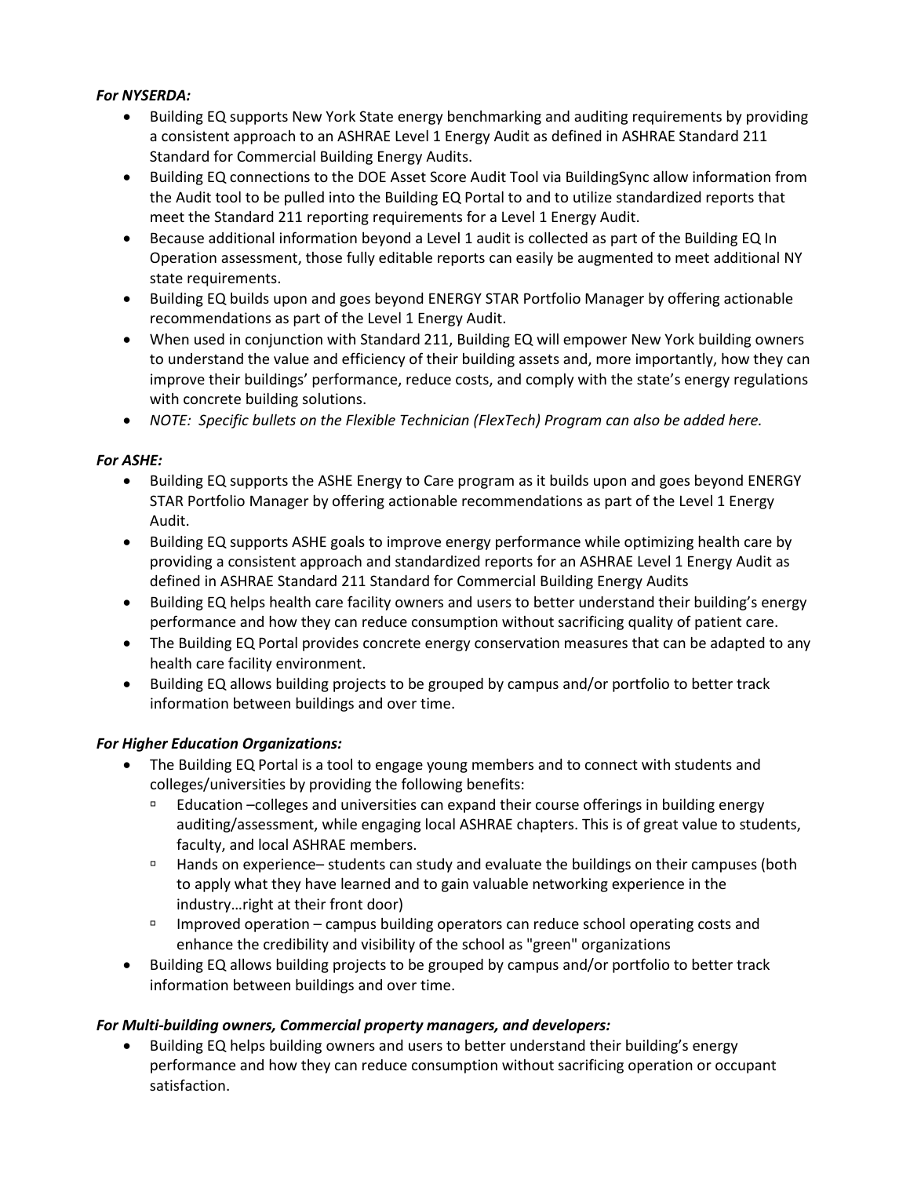***For NYSERDA:***

- Building EQ supports New York State energy benchmarking and auditing requirements by providing a consistent approach to an ASHRAE Level 1 Energy Audit as defined in ASHRAE Standard 211 Standard for Commercial Building Energy Audits.
- Building EQ connections to the DOE Asset Score Audit Tool via BuildingSync allow information from the Audit tool to be pulled into the Building EQ Portal to and to utilize standardized reports that meet the Standard 211 reporting requirements for a Level 1 Energy Audit.
- Because additional information beyond a Level 1 audit is collected as part of the Building EQ In Operation assessment, those fully editable reports can easily be augmented to meet additional NY state requirements.
- Building EQ builds upon and goes beyond ENERGY STAR Portfolio Manager by offering actionable recommendations as part of the Level 1 Energy Audit.
- When used in conjunction with Standard 211, Building EQ will empower New York building owners to understand the value and efficiency of their building assets and, more importantly, how they can improve their buildings' performance, reduce costs, and comply with the state's energy regulations with concrete building solutions.
- *NOTE: Specific bullets on the Flexible Technician (FlexTech) Program can also be added here.*

***For ASHE:***

- Building EQ supports the ASHE Energy to Care program as it builds upon and goes beyond ENERGY STAR Portfolio Manager by offering actionable recommendations as part of the Level 1 Energy Audit.
- Building EQ supports ASHE goals to improve energy performance while optimizing health care by providing a consistent approach and standardized reports for an ASHRAE Level 1 Energy Audit as defined in ASHRAE Standard 211 Standard for Commercial Building Energy Audits
- Building EQ helps health care facility owners and users to better understand their building's energy performance and how they can reduce consumption without sacrificing quality of patient care.
- The Building EQ Portal provides concrete energy conservation measures that can be adapted to any health care facility environment.
- Building EQ allows building projects to be grouped by campus and/or portfolio to better track information between buildings and over time.

***For Higher Education Organizations:***

- The Building EQ Portal is a tool to engage young members and to connect with students and colleges/universities by providing the following benefits:
  - Education –colleges and universities can expand their course offerings in building energy auditing/assessment, while engaging local ASHRAE chapters. This is of great value to students, faculty, and local ASHRAE members.
  - Hands on experience– students can study and evaluate the buildings on their campuses (both to apply what they have learned and to gain valuable networking experience in the industry…right at their front door)
  - Improved operation – campus building operators can reduce school operating costs and enhance the credibility and visibility of the school as "green" organizations
- Building EQ allows building projects to be grouped by campus and/or portfolio to better track information between buildings and over time.

***For Multi-building owners, Commercial property managers, and developers:***

- Building EQ helps building owners and users to better understand their building's energy performance and how they can reduce consumption without sacrificing operation or occupant satisfaction.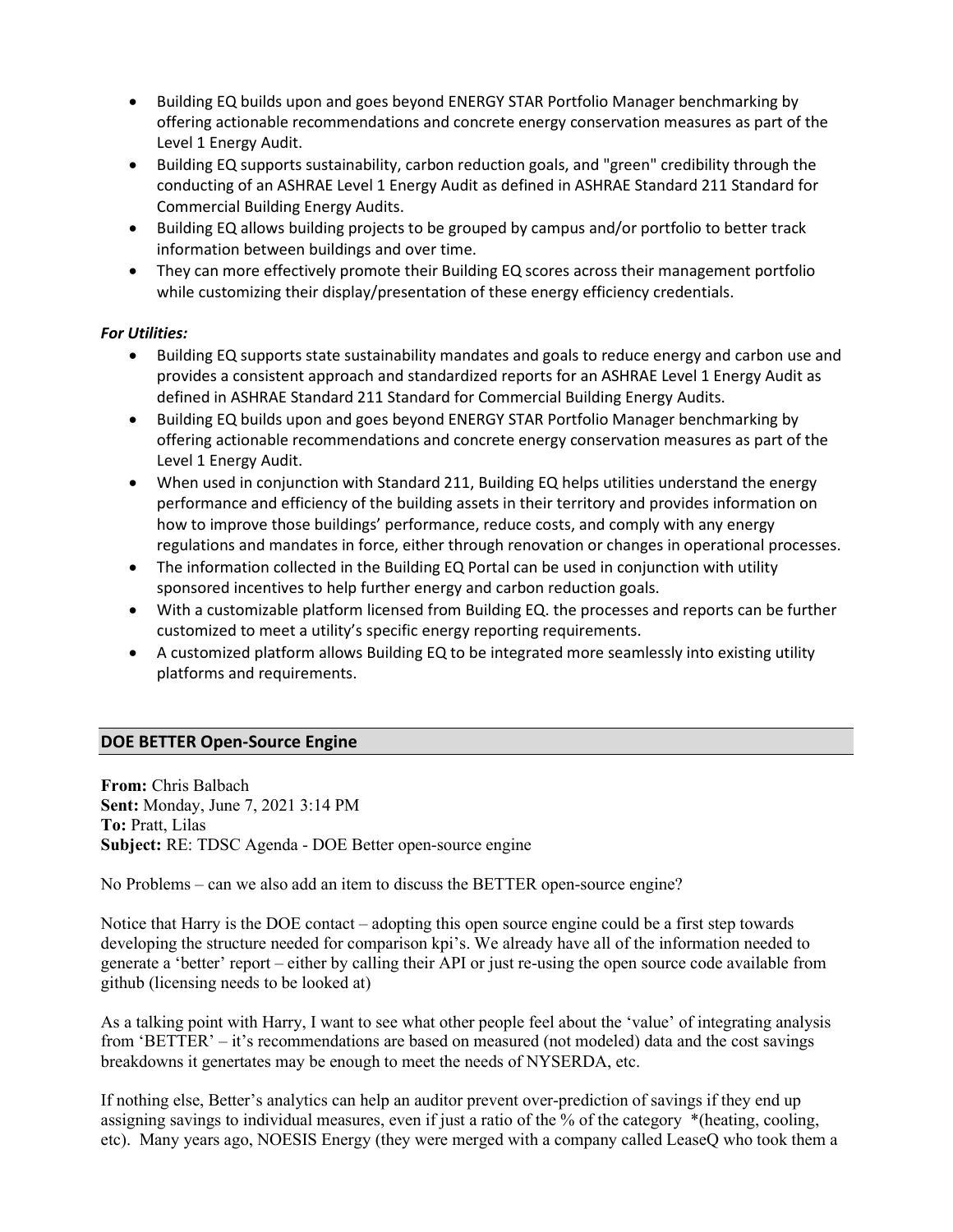- Building EQ builds upon and goes beyond ENERGY STAR Portfolio Manager benchmarking by offering actionable recommendations and concrete energy conservation measures as part of the Level 1 Energy Audit.
- Building EQ supports sustainability, carbon reduction goals, and "green" credibility through the conducting of an ASHRAE Level 1 Energy Audit as defined in ASHRAE Standard 211 Standard for Commercial Building Energy Audits.
- Building EQ allows building projects to be grouped by campus and/or portfolio to better track information between buildings and over time.
- They can more effectively promote their Building EQ scores across their management portfolio while customizing their display/presentation of these energy efficiency credentials.

***For Utilities:***

- Building EQ supports state sustainability mandates and goals to reduce energy and carbon use and provides a consistent approach and standardized reports for an ASHRAE Level 1 Energy Audit as defined in ASHRAE Standard 211 Standard for Commercial Building Energy Audits.
- Building EQ builds upon and goes beyond ENERGY STAR Portfolio Manager benchmarking by offering actionable recommendations and concrete energy conservation measures as part of the Level 1 Energy Audit.
- When used in conjunction with Standard 211, Building EQ helps utilities understand the energy performance and efficiency of the building assets in their territory and provides information on how to improve those buildings' performance, reduce costs, and comply with any energy regulations and mandates in force, either through renovation or changes in operational processes.
- The information collected in the Building EQ Portal can be used in conjunction with utility sponsored incentives to help further energy and carbon reduction goals.
- With a customizable platform licensed from Building EQ. the processes and reports can be further customized to meet a utility's specific energy reporting requirements.
- A customized platform allows Building EQ to be integrated more seamlessly into existing utility platforms and requirements.

## DOE BETTER Open-Source Engine

**From:** Chris Balbach
**Sent:** Monday, June 7, 2021 3:14 PM
**To:** Pratt, Lilas
**Subject:** RE: TDSC Agenda - DOE Better open-source engine

No Problems – can we also add an item to discuss the BETTER open-source engine?

Notice that Harry is the DOE contact – adopting this open source engine could be a first step towards developing the structure needed for comparison kpi's. We already have all of the information needed to generate a 'better' report – either by calling their API or just re-using the open source code available from github (licensing needs to be looked at)

As a talking point with Harry, I want to see what other people feel about the 'value' of integrating analysis from 'BETTER' – it's recommendations are based on measured (not modeled) data and the cost savings breakdowns it genertates may be enough to meet the needs of NYSERDA, etc.

If nothing else, Better's analytics can help an auditor prevent over-prediction of savings if they end up assigning savings to individual measures, even if just a ratio of the % of the category *(heating, cooling, etc). Many years ago, NOESIS Energy (they were merged with a company called LeaseQ who took them a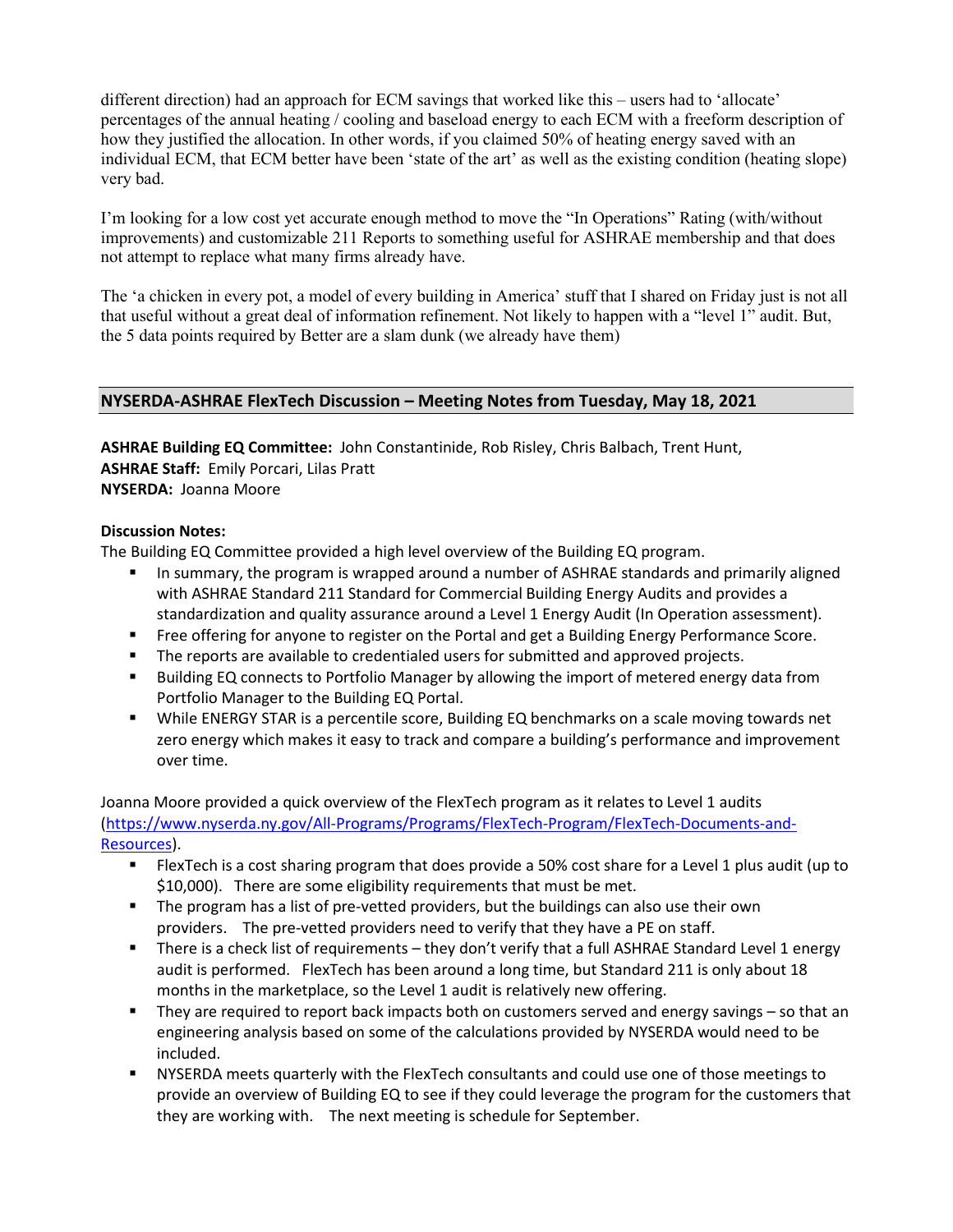different direction) had an approach for ECM savings that worked like this – users had to 'allocate' percentages of the annual heating / cooling and baseload energy to each ECM with a freeform description of how they justified the allocation. In other words, if you claimed 50% of heating energy saved with an individual ECM, that ECM better have been 'state of the art' as well as the existing condition (heating slope) very bad.

I'm looking for a low cost yet accurate enough method to move the "In Operations" Rating (with/without improvements) and customizable 211 Reports to something useful for ASHRAE membership and that does not attempt to replace what many firms already have.

The 'a chicken in every pot, a model of every building in America' stuff that I shared on Friday just is not all that useful without a great deal of information refinement. Not likely to happen with a "level 1" audit. But, the 5 data points required by Better are a slam dunk (we already have them)

## NYSERDA-ASHRAE FlexTech Discussion – Meeting Notes from Tuesday, May 18, 2021

**ASHRAE Building EQ Committee:** John Constantinide, Rob Risley, Chris Balbach, Trent Hunt,
**ASHRAE Staff:** Emily Porcari, Lilas Pratt
**NYSERDA:** Joanna Moore

**Discussion Notes:**

The Building EQ Committee provided a high level overview of the Building EQ program.

- In summary, the program is wrapped around a number of ASHRAE standards and primarily aligned with ASHRAE Standard 211 Standard for Commercial Building Energy Audits and provides a standardization and quality assurance around a Level 1 Energy Audit (In Operation assessment).
- Free offering for anyone to register on the Portal and get a Building Energy Performance Score.
- The reports are available to credentialed users for submitted and approved projects.
- Building EQ connects to Portfolio Manager by allowing the import of metered energy data from Portfolio Manager to the Building EQ Portal.
- While ENERGY STAR is a percentile score, Building EQ benchmarks on a scale moving towards net zero energy which makes it easy to track and compare a building's performance and improvement over time.

Joanna Moore provided a quick overview of the FlexTech program as it relates to Level 1 audits (https://www.nyserda.ny.gov/All-Programs/Programs/FlexTech-Program/FlexTech-Documents-and-Resources).

- FlexTech is a cost sharing program that does provide a 50% cost share for a Level 1 plus audit (up to $10,000). There are some eligibility requirements that must be met.
- The program has a list of pre-vetted providers, but the buildings can also use their own providers. The pre-vetted providers need to verify that they have a PE on staff.
- There is a check list of requirements – they don't verify that a full ASHRAE Standard Level 1 energy audit is performed. FlexTech has been around a long time, but Standard 211 is only about 18 months in the marketplace, so the Level 1 audit is relatively new offering.
- They are required to report back impacts both on customers served and energy savings – so that an engineering analysis based on some of the calculations provided by NYSERDA would need to be included.
- NYSERDA meets quarterly with the FlexTech consultants and could use one of those meetings to provide an overview of Building EQ to see if they could leverage the program for the customers that they are working with. The next meeting is schedule for September.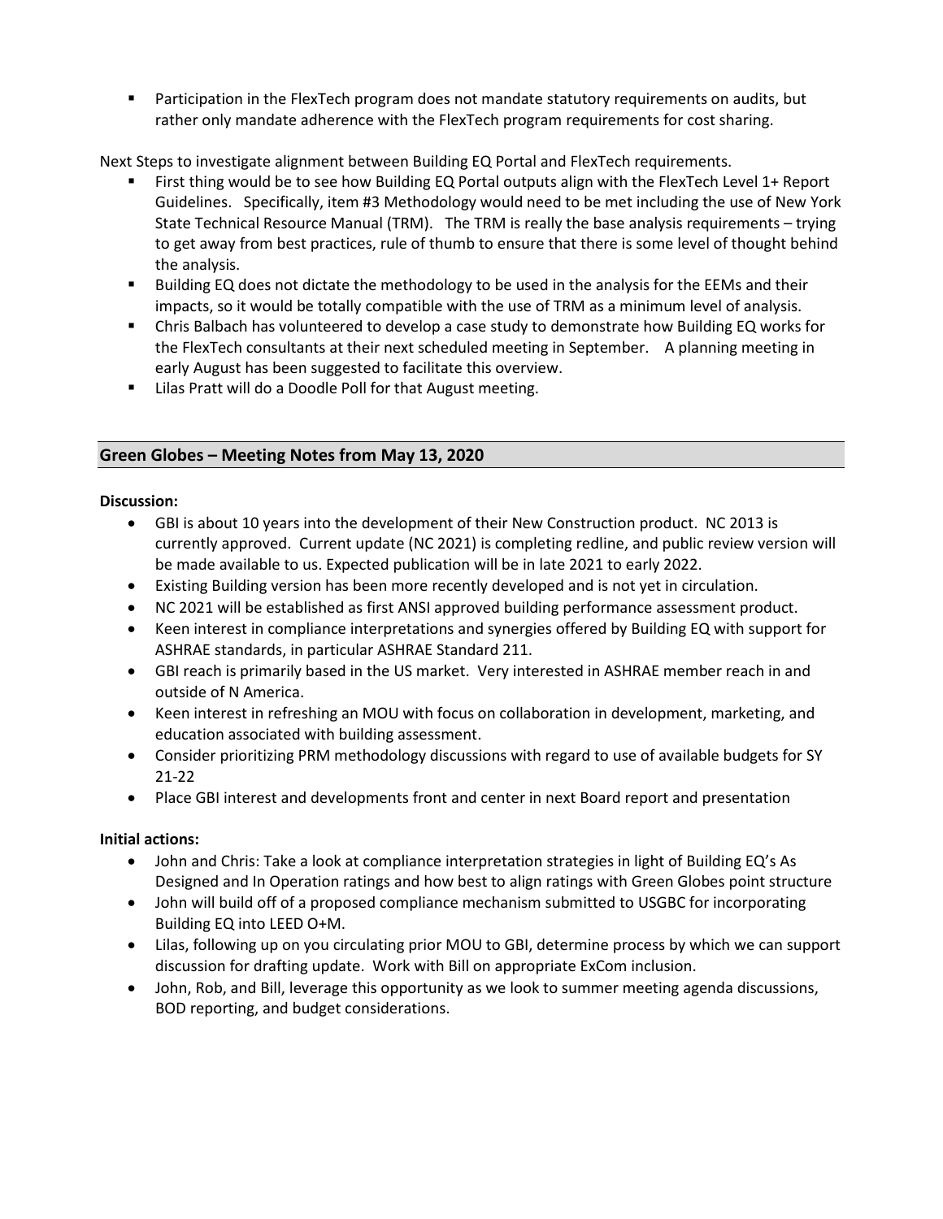- Participation in the FlexTech program does not mandate statutory requirements on audits, but rather only mandate adherence with the FlexTech program requirements for cost sharing.

Next Steps to investigate alignment between Building EQ Portal and FlexTech requirements.

- First thing would be to see how Building EQ Portal outputs align with the FlexTech Level 1+ Report Guidelines. Specifically, item #3 Methodology would need to be met including the use of New York State Technical Resource Manual (TRM). The TRM is really the base analysis requirements – trying to get away from best practices, rule of thumb to ensure that there is some level of thought behind the analysis.
- Building EQ does not dictate the methodology to be used in the analysis for the EEMs and their impacts, so it would be totally compatible with the use of TRM as a minimum level of analysis.
- Chris Balbach has volunteered to develop a case study to demonstrate how Building EQ works for the FlexTech consultants at their next scheduled meeting in September. A planning meeting in early August has been suggested to facilitate this overview.
- Lilas Pratt will do a Doodle Poll for that August meeting.

## Green Globes – Meeting Notes from May 13, 2020

**Discussion:**

- GBI is about 10 years into the development of their New Construction product. NC 2013 is currently approved. Current update (NC 2021) is completing redline, and public review version will be made available to us. Expected publication will be in late 2021 to early 2022.
- Existing Building version has been more recently developed and is not yet in circulation.
- NC 2021 will be established as first ANSI approved building performance assessment product.
- Keen interest in compliance interpretations and synergies offered by Building EQ with support for ASHRAE standards, in particular ASHRAE Standard 211.
- GBI reach is primarily based in the US market. Very interested in ASHRAE member reach in and outside of N America.
- Keen interest in refreshing an MOU with focus on collaboration in development, marketing, and education associated with building assessment.
- Consider prioritizing PRM methodology discussions with regard to use of available budgets for SY 21-22
- Place GBI interest and developments front and center in next Board report and presentation

**Initial actions:**

- John and Chris: Take a look at compliance interpretation strategies in light of Building EQ's As Designed and In Operation ratings and how best to align ratings with Green Globes point structure
- John will build off of a proposed compliance mechanism submitted to USGBC for incorporating Building EQ into LEED O+M.
- Lilas, following up on you circulating prior MOU to GBI, determine process by which we can support discussion for drafting update. Work with Bill on appropriate ExCom inclusion.
- John, Rob, and Bill, leverage this opportunity as we look to summer meeting agenda discussions, BOD reporting, and budget considerations.